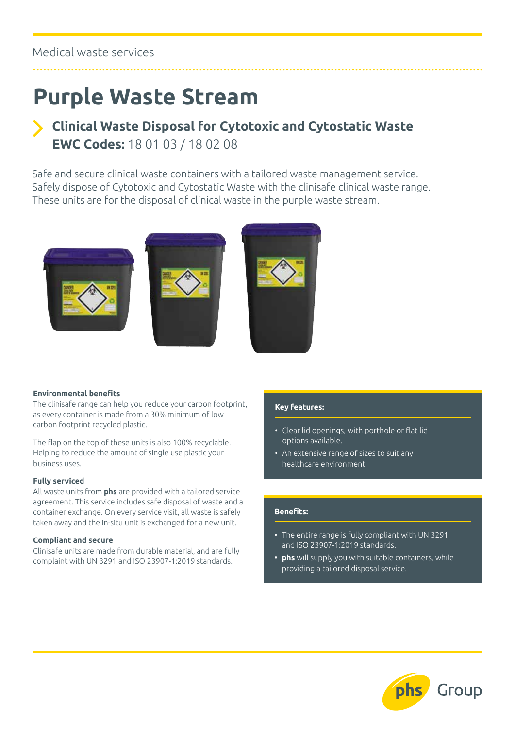Medical waste services

# Purple Waste Stream

## Clinical Waste Disposal for Cytotoxic and Cytostatic Waste
## **EWC Codes:** 18 01 03 / 18 02 08

Safe and secure clinical waste containers with a tailored waste management service. Safely dispose of Cytotoxic and Cytostatic Waste with the clinisafe clinical waste range. These units are for the disposal of clinical waste in the purple waste stream.

### Environmental benefits

The clinisafe range can help you reduce your carbon footprint, as every container is made from a 30% minimum of low carbon footprint recycled plastic.

The flap on the top of these units is also 100% recyclable. Helping to reduce the amount of single use plastic your business uses.

### Fully serviced

All waste units from **phs** are provided with a tailored service agreement. This service includes safe disposal of waste and a container exchange. On every service visit, all waste is safely taken away and the in-situ unit is exchanged for a new unit.

### Compliant and secure

Clinisafe units are made from durable material, and are fully complaint with UN 3291 and ISO 23907-1:2019 standards.

### Key features:

- Clear lid openings, with porthole or flat lid options available.
- An extensive range of sizes to suit any healthcare environment

### Benefits:

- The entire range is fully compliant with UN 3291 and ISO 23907-1:2019 standards.
- **phs** will supply you with suitable containers, while providing a tailored disposal service.

phs Group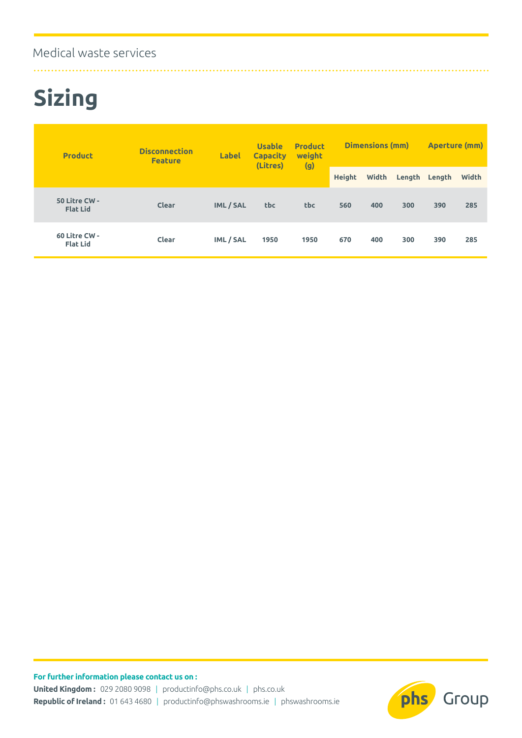Medical waste services

# Sizing

| Product | Disconnection Feature | Label | Usable Capacity (Litres) | Product weight (g) | Dimensions (mm) | | | Aperture (mm) | |
|---|---|---|---|---|---|---|---|---|---|
| | | | | | Height | Width | Length | Length | Width |
| 50 Litre CW - Flat Lid | Clear | IML / SAL | tbc | tbc | 560 | 400 | 300 | 390 | 285 |
| 60 Litre CW - Flat Lid | Clear | IML / SAL | 1950 | 1950 | 670 | 400 | 300 | 390 | 285 |

**For further information please contact us on :**

**United Kingdom :** 029 2080 9098 | productinfo@phs.co.uk | phs.co.uk

**Republic of Ireland :** 01 643 4680 | productinfo@phswashrooms.ie | phswashrooms.ie

phs Group